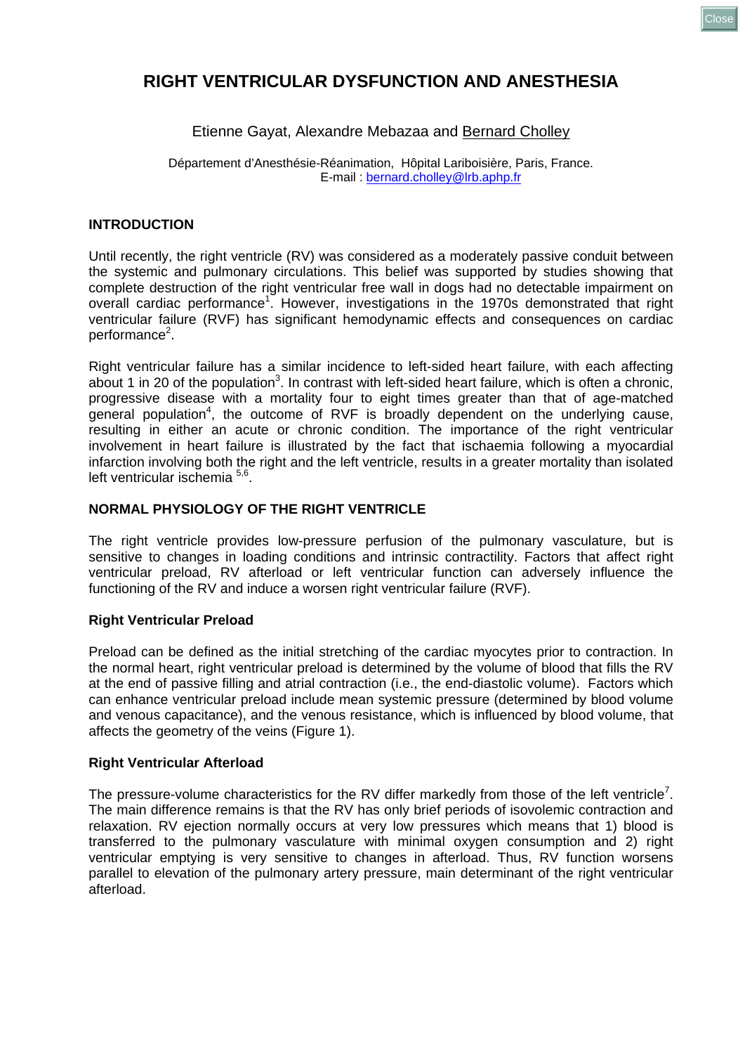# RIGHT VENTRICULAR DYSFUNCTION AND ANESTHESIA

Etienne Gayat, Alexandre Mebazaa and Bernard Cholley

Département d'Anesthésie-Réanimation, Hôpital Lariboisière, Paris, France.
E-mail : bernard.cholley@lrb.aphp.fr

## INTRODUCTION

Until recently, the right ventricle (RV) was considered as a moderately passive conduit between the systemic and pulmonary circulations. This belief was supported by studies showing that complete destruction of the right ventricular free wall in dogs had no detectable impairment on overall cardiac performance[1]. However, investigations in the 1970s demonstrated that right ventricular failure (RVF) has significant hemodynamic effects and consequences on cardiac performance[2].

Right ventricular failure has a similar incidence to left-sided heart failure, with each affecting about 1 in 20 of the population[3]. In contrast with left-sided heart failure, which is often a chronic, progressive disease with a mortality four to eight times greater than that of age-matched general population[4], the outcome of RVF is broadly dependent on the underlying cause, resulting in either an acute or chronic condition. The importance of the right ventricular involvement in heart failure is illustrated by the fact that ischaemia following a myocardial infarction involving both the right and the left ventricle, results in a greater mortality than isolated left ventricular ischemia [5,6].

## NORMAL PHYSIOLOGY OF THE RIGHT VENTRICLE

The right ventricle provides low-pressure perfusion of the pulmonary vasculature, but is sensitive to changes in loading conditions and intrinsic contractility. Factors that affect right ventricular preload, RV afterload or left ventricular function can adversely influence the functioning of the RV and induce a worsen right ventricular failure (RVF).

### Right Ventricular Preload

Preload can be defined as the initial stretching of the cardiac myocytes prior to contraction. In the normal heart, right ventricular preload is determined by the volume of blood that fills the RV at the end of passive filling and atrial contraction (i.e., the end-diastolic volume). Factors which can enhance ventricular preload include mean systemic pressure (determined by blood volume and venous capacitance), and the venous resistance, which is influenced by blood volume, that affects the geometry of the veins (Figure 1).

### Right Ventricular Afterload

The pressure-volume characteristics for the RV differ markedly from those of the left ventricle[7]. The main difference remains is that the RV has only brief periods of isovolemic contraction and relaxation. RV ejection normally occurs at very low pressures which means that 1) blood is transferred to the pulmonary vasculature with minimal oxygen consumption and 2) right ventricular emptying is very sensitive to changes in afterload. Thus, RV function worsens parallel to elevation of the pulmonary artery pressure, main determinant of the right ventricular afterload.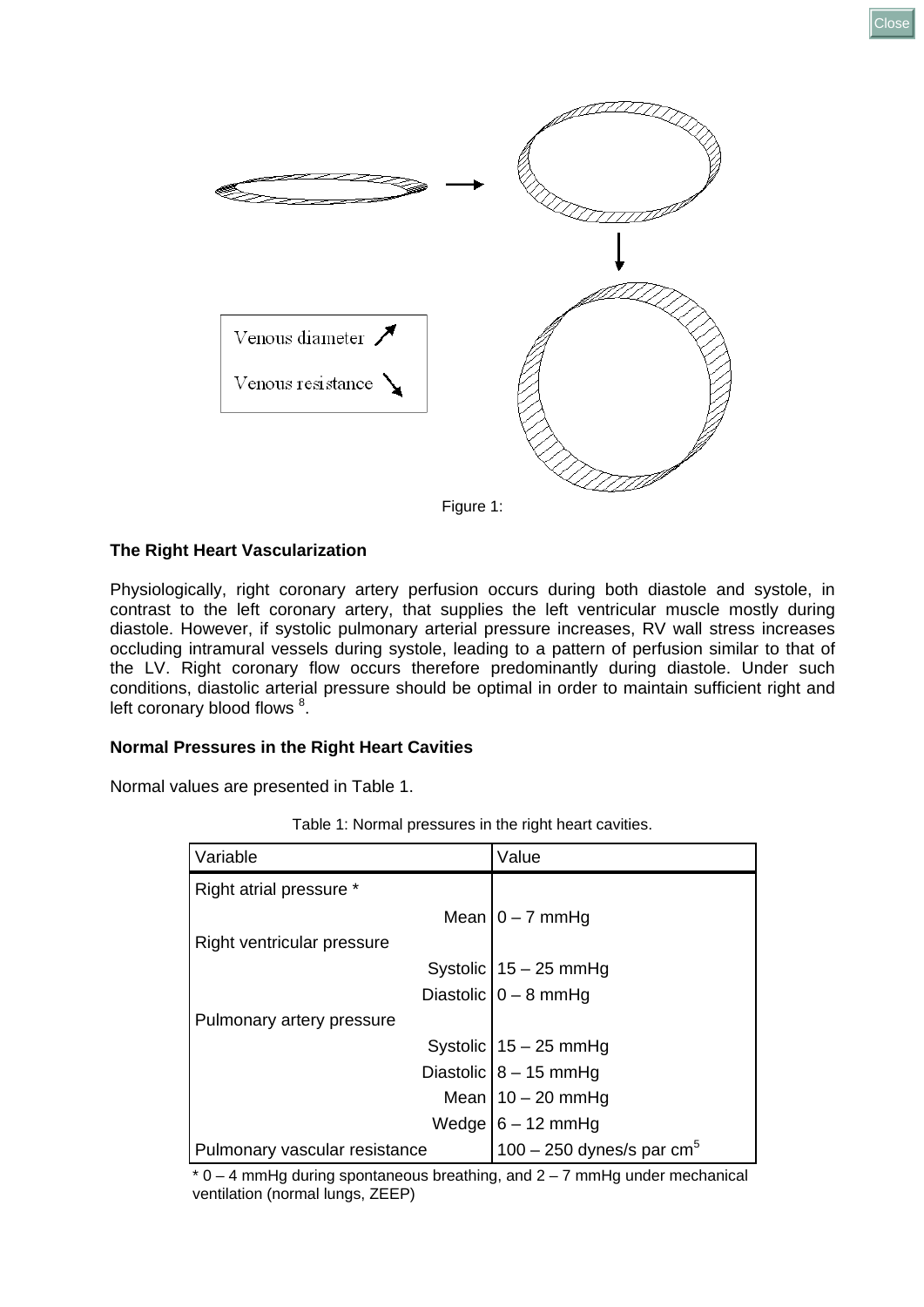Venous diameter ↗

Venous resistance ↘

Figure 1:

### The Right Heart Vascularization

Physiologically, right coronary artery perfusion occurs during both diastole and systole, in contrast to the left coronary artery, that supplies the left ventricular muscle mostly during diastole. However, if systolic pulmonary arterial pressure increases, RV wall stress increases occluding intramural vessels during systole, leading to a pattern of perfusion similar to that of the LV. Right coronary flow occurs therefore predominantly during diastole. Under such conditions, diastolic arterial pressure should be optimal in order to maintain sufficient right and left coronary blood flows [8].

### Normal Pressures in the Right Heart Cavities

Normal values are presented in Table 1.

Table 1: Normal pressures in the right heart cavities.

| Variable | Value |
|---|---|
| Right atrial pressure * | |
| Mean | 0 – 7 mmHg |
| Right ventricular pressure | |
| Systolic | 15 – 25 mmHg |
| Diastolic | 0 – 8 mmHg |
| Pulmonary artery pressure | |
| Systolic | 15 – 25 mmHg |
| Diastolic | 8 – 15 mmHg |
| Mean | 10 – 20 mmHg |
| Wedge | 6 – 12 mmHg |
| Pulmonary vascular resistance | 100 – 250 dynes/s par $cm^5$ |

* 0 – 4 mmHg during spontaneous breathing, and 2 – 7 mmHg under mechanical ventilation (normal lungs, ZEEP)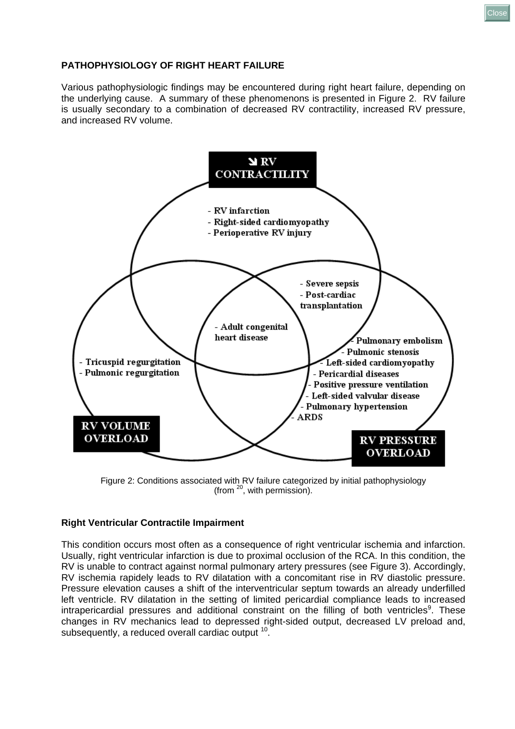## PATHOPHYSIOLOGY OF RIGHT HEART FAILURE

Various pathophysiologic findings may be encountered during right heart failure, depending on the underlying cause. A summary of these phenomenons is presented in Figure 2. RV failure is usually secondary to a combination of decreased RV contractility, increased RV pressure, and increased RV volume.

**↘ RV CONTRACTILITY**

- RV infarction
- Right-sided cardiomyopathy
- Perioperative RV injury

- Severe sepsis
- Post-cardiac transplantation

- Adult congenital heart disease

**RV VOLUME OVERLOAD**

- Tricuspid regurgitation
- Pulmonic regurgitation

**RV PRESSURE OVERLOAD**

- Pulmonary embolism
- Pulmonic stenosis
- Left-sided cardiomyopathy
- Pericardial diseases
- Positive pressure ventilation
- Left-sided valvular disease
- Pulmonary hypertension
- ARDS

Figure 2: Conditions associated with RV failure categorized by initial pathophysiology (from [20], with permission).

### Right Ventricular Contractile Impairment

This condition occurs most often as a consequence of right ventricular ischemia and infarction. Usually, right ventricular infarction is due to proximal occlusion of the RCA. In this condition, the RV is unable to contract against normal pulmonary artery pressures (see Figure 3). Accordingly, RV ischemia rapidly leads to RV dilatation with a concomitant rise in RV diastolic pressure. Pressure elevation causes a shift of the interventricular septum towards an already underfilled left ventricle. RV dilatation in the setting of limited pericardial compliance leads to increased intrapericardial pressures and additional constraint on the filling of both ventricles[9]. These changes in RV mechanics lead to depressed right-sided output, decreased LV preload and, subsequently, a reduced overall cardiac output [10].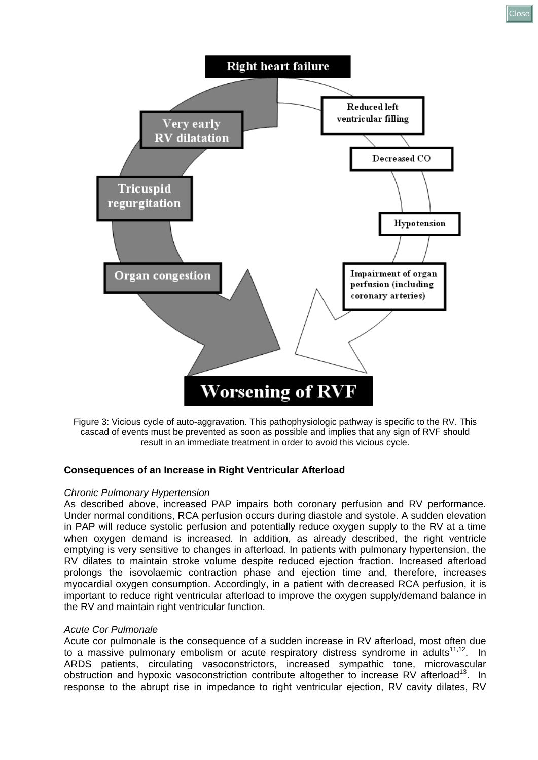Figure 3: Vicious cycle of auto-aggravation. This pathophysiologic pathway is specific to the RV. This cascad of events must be prevented as soon as possible and implies that any sign of RVF should result in an immediate treatment in order to avoid this vicious cycle.

**Consequences of an Increase in Right Ventricular Afterload**

*Chronic Pulmonary Hypertension*

As described above, increased PAP impairs both coronary perfusion and RV performance. Under normal conditions, RCA perfusion occurs during diastole and systole. A sudden elevation in PAP will reduce systolic perfusion and potentially reduce oxygen supply to the RV at a time when oxygen demand is increased. In addition, as already described, the right ventricle emptying is very sensitive to changes in afterload. In patients with pulmonary hypertension, the RV dilates to maintain stroke volume despite reduced ejection fraction. Increased afterload prolongs the isovolaemic contraction phase and ejection time and, therefore, increases myocardial oxygen consumption. Accordingly, in a patient with decreased RCA perfusion, it is important to reduce right ventricular afterload to improve the oxygen supply/demand balance in the RV and maintain right ventricular function.

*Acute Cor Pulmonale*

Acute cor pulmonale is the consequence of a sudden increase in RV afterload, most often due to a massive pulmonary embolism or acute respiratory distress syndrome in adults[11,12]. In ARDS patients, circulating vasoconstrictors, increased sympathic tone, microvascular obstruction and hypoxic vasoconstriction contribute altogether to increase RV afterload[13]. In response to the abrupt rise in impedance to right ventricular ejection, RV cavity dilates, RV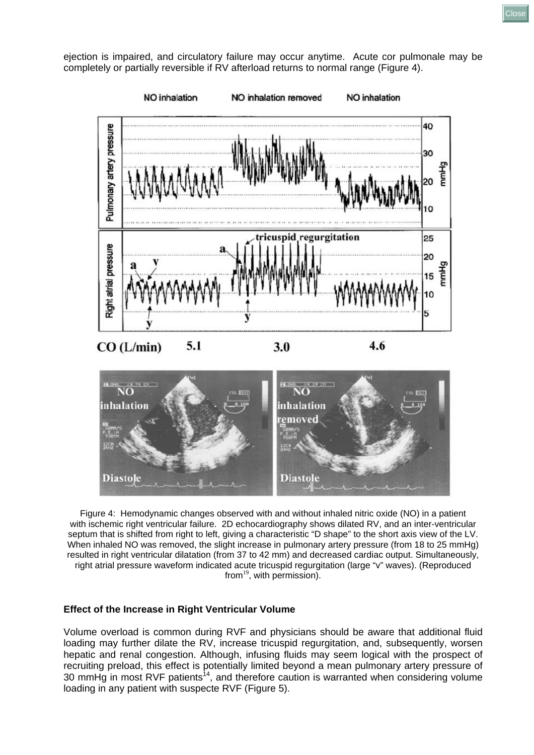ejection is impaired, and circulatory failure may occur anytime. Acute cor pulmonale may be completely or partially reversible if RV afterload returns to normal range (Figure 4).

Figure 4: Hemodynamic changes observed with and without inhaled nitric oxide (NO) in a patient with ischemic right ventricular failure. 2D echocardiography shows dilated RV, and an inter-ventricular septum that is shifted from right to left, giving a characteristic "D shape" to the short axis view of the LV. When inhaled NO was removed, the slight increase in pulmonary artery pressure (from 18 to 25 mmHg) resulted in right ventricular dilatation (from 37 to 42 mm) and decreased cardiac output. Simultaneously, right atrial pressure waveform indicated acute tricuspid regurgitation (large "v" waves). (Reproduced from[19], with permission).

### Effect of the Increase in Right Ventricular Volume

Volume overload is common during RVF and physicians should be aware that additional fluid loading may further dilate the RV, increase tricuspid regurgitation, and, subsequently, worsen hepatic and renal congestion. Although, infusing fluids may seem logical with the prospect of recruiting preload, this effect is potentially limited beyond a mean pulmonary artery pressure of 30 mmHg in most RVF patients[14], and therefore caution is warranted when considering volume loading in any patient with suspecte RVF (Figure 5).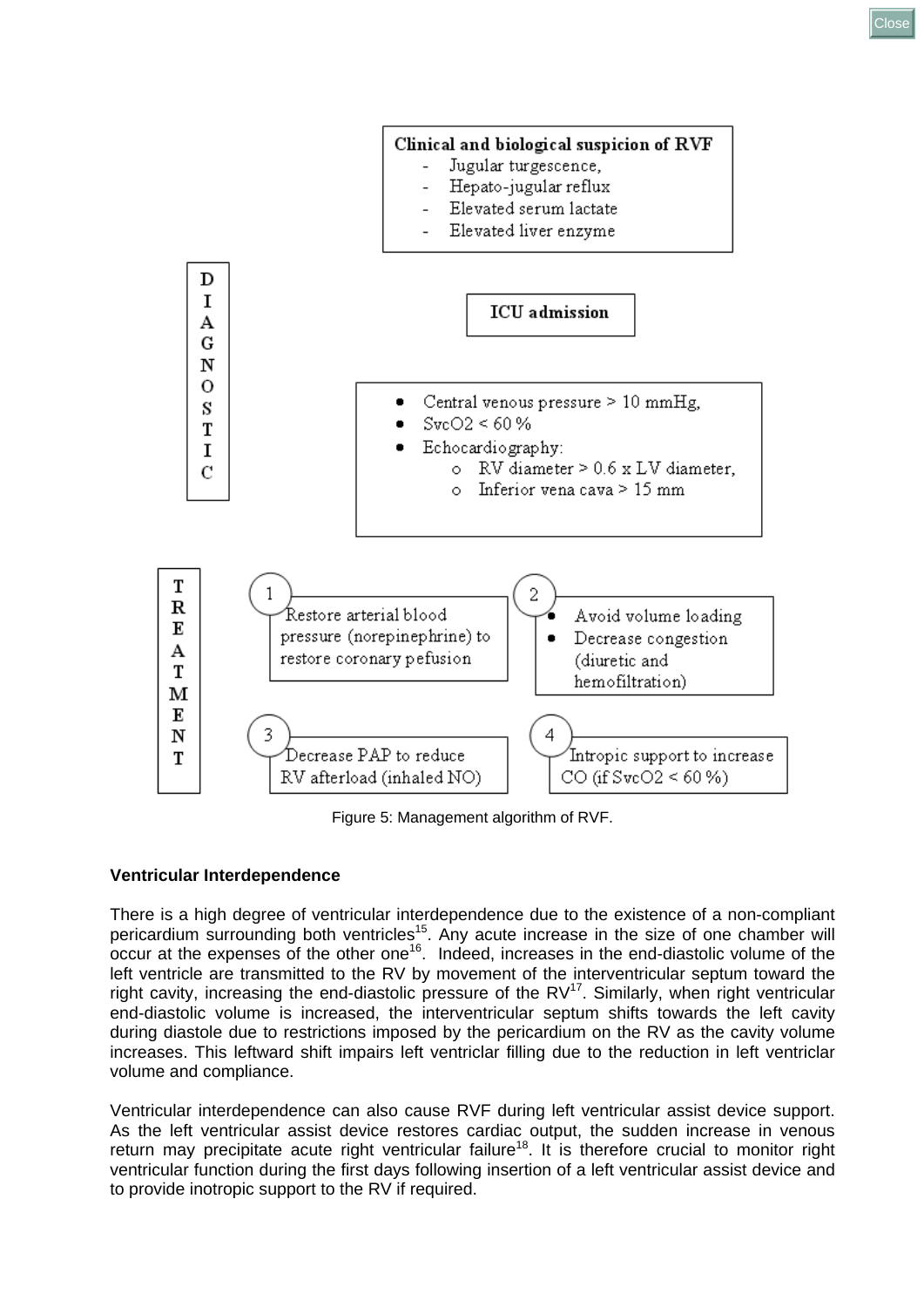**Clinical and biological suspicion of RVF**

- Jugular turgescence,
- Hepato-jugular reflux
- Elevated serum lactate
- Elevated liver enzyme

**DIAGNOSTIC**

**ICU admission**

- Central venous pressure > 10 mmHg,
- SvcO2 < 60 %
- Echocardiography:
  - RV diameter > 0.6 x LV diameter,
  - Inferior vena cava > 15 mm

**TREATMENT**

1. Restore arterial blood pressure (norepinephrine) to restore coronary pefusion
2. - Avoid volume loading
   - Decrease congestion (diuretic and hemofiltration)
3. Decrease PAP to reduce RV afterload (inhaled NO)
4. Intropic support to increase CO (if SvcO2 < 60 %)

Figure 5: Management algorithm of RVF.

**Ventricular Interdependence**

There is a high degree of ventricular interdependence due to the existence of a non-compliant pericardium surrounding both ventricles[15]. Any acute increase in the size of one chamber will occur at the expenses of the other one[16]. Indeed, increases in the end-diastolic volume of the left ventricle are transmitted to the RV by movement of the interventricular septum toward the right cavity, increasing the end-diastolic pressure of the RV[17]. Similarly, when right ventricular end-diastolic volume is increased, the interventricular septum shifts towards the left cavity during diastole due to restrictions imposed by the pericardium on the RV as the cavity volume increases. This leftward shift impairs left ventriclar filling due to the reduction in left ventricular volume and compliance.

Ventricular interdependence can also cause RVF during left ventricular assist device support. As the left ventricular assist device restores cardiac output, the sudden increase in venous return may precipitate acute right ventricular failure[18]. It is therefore crucial to monitor right ventricular function during the first days following insertion of a left ventricular assist device and to provide inotropic support to the RV if required.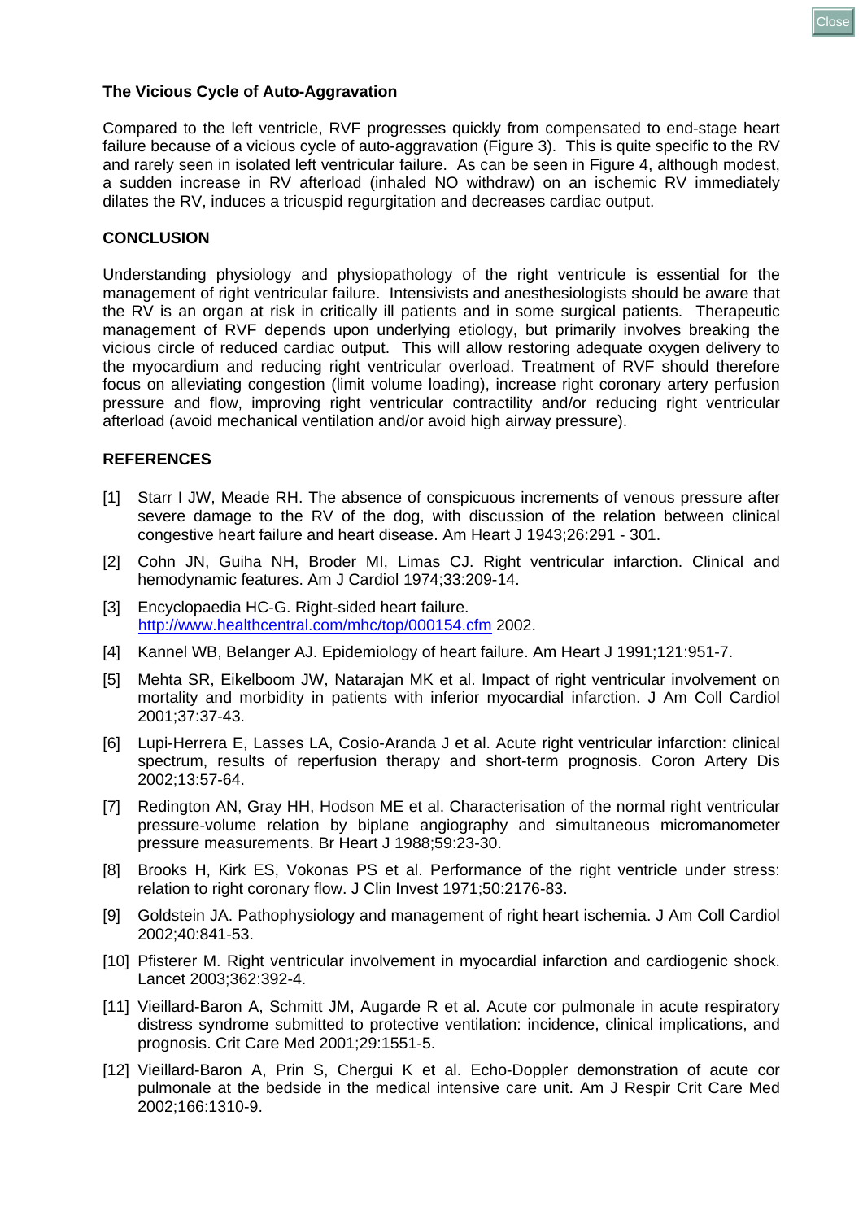### The Vicious Cycle of Auto-Aggravation

Compared to the left ventricle, RVF progresses quickly from compensated to end-stage heart failure because of a vicious cycle of auto-aggravation (Figure 3). This is quite specific to the RV and rarely seen in isolated left ventricular failure. As can be seen in Figure 4, although modest, a sudden increase in RV afterload (inhaled NO withdraw) on an ischemic RV immediately dilates the RV, induces a tricuspid regurgitation and decreases cardiac output.

### CONCLUSION

Understanding physiology and physiopathology of the right ventricule is essential for the management of right ventricular failure. Intensivists and anesthesiologists should be aware that the RV is an organ at risk in critically ill patients and in some surgical patients. Therapeutic management of RVF depends upon underlying etiology, but primarily involves breaking the vicious circle of reduced cardiac output. This will allow restoring adequate oxygen delivery to the myocardium and reducing right ventricular overload. Treatment of RVF should therefore focus on alleviating congestion (limit volume loading), increase right coronary artery perfusion pressure and flow, improving right ventricular contractility and/or reducing right ventricular afterload (avoid mechanical ventilation and/or avoid high airway pressure).

### REFERENCES

[1] Starr I JW, Meade RH. The absence of conspicuous increments of venous pressure after severe damage to the RV of the dog, with discussion of the relation between clinical congestive heart failure and heart disease. Am Heart J 1943;26:291 - 301.

[2] Cohn JN, Guiha NH, Broder MI, Limas CJ. Right ventricular infarction. Clinical and hemodynamic features. Am J Cardiol 1974;33:209-14.

[3] Encyclopaedia HC-G. Right-sided heart failure. http://www.healthcentral.com/mhc/top/000154.cfm 2002.

[4] Kannel WB, Belanger AJ. Epidemiology of heart failure. Am Heart J 1991;121:951-7.

[5] Mehta SR, Eikelboom JW, Natarajan MK et al. Impact of right ventricular involvement on mortality and morbidity in patients with inferior myocardial infarction. J Am Coll Cardiol 2001;37:37-43.

[6] Lupi-Herrera E, Lasses LA, Cosio-Aranda J et al. Acute right ventricular infarction: clinical spectrum, results of reperfusion therapy and short-term prognosis. Coron Artery Dis 2002;13:57-64.

[7] Redington AN, Gray HH, Hodson ME et al. Characterisation of the normal right ventricular pressure-volume relation by biplane angiography and simultaneous micromanometer pressure measurements. Br Heart J 1988;59:23-30.

[8] Brooks H, Kirk ES, Vokonas PS et al. Performance of the right ventricle under stress: relation to right coronary flow. J Clin Invest 1971;50:2176-83.

[9] Goldstein JA. Pathophysiology and management of right heart ischemia. J Am Coll Cardiol 2002;40:841-53.

[10] Pfisterer M. Right ventricular involvement in myocardial infarction and cardiogenic shock. Lancet 2003;362:392-4.

[11] Vieillard-Baron A, Schmitt JM, Augarde R et al. Acute cor pulmonale in acute respiratory distress syndrome submitted to protective ventilation: incidence, clinical implications, and prognosis. Crit Care Med 2001;29:1551-5.

[12] Vieillard-Baron A, Prin S, Chergui K et al. Echo-Doppler demonstration of acute cor pulmonale at the bedside in the medical intensive care unit. Am J Respir Crit Care Med 2002;166:1310-9.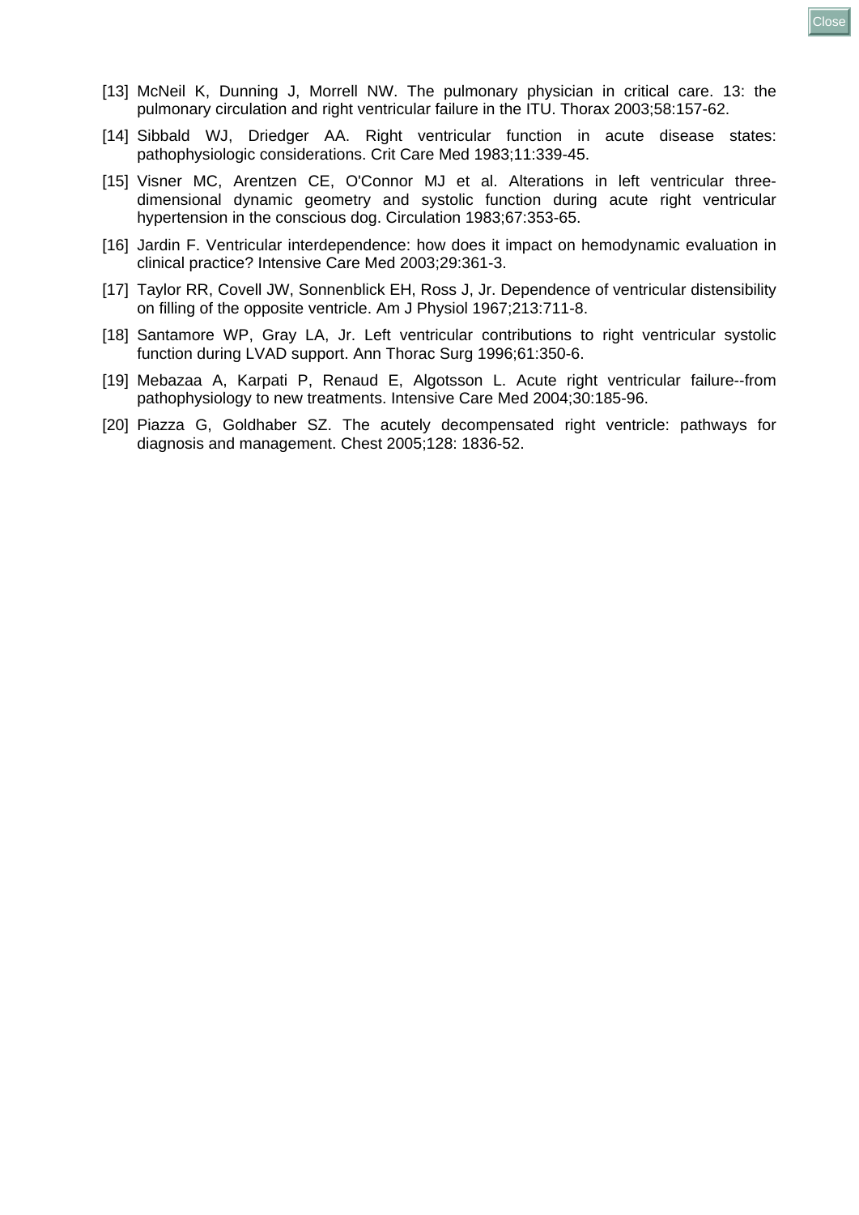[13] McNeil K, Dunning J, Morrell NW. The pulmonary physician in critical care. 13: the pulmonary circulation and right ventricular failure in the ITU. Thorax 2003;58:157-62.

[14] Sibbald WJ, Driedger AA. Right ventricular function in acute disease states: pathophysiologic considerations. Crit Care Med 1983;11:339-45.

[15] Visner MC, Arentzen CE, O'Connor MJ et al. Alterations in left ventricular three-dimensional dynamic geometry and systolic function during acute right ventricular hypertension in the conscious dog. Circulation 1983;67:353-65.

[16] Jardin F. Ventricular interdependence: how does it impact on hemodynamic evaluation in clinical practice? Intensive Care Med 2003;29:361-3.

[17] Taylor RR, Covell JW, Sonnenblick EH, Ross J, Jr. Dependence of ventricular distensibility on filling of the opposite ventricle. Am J Physiol 1967;213:711-8.

[18] Santamore WP, Gray LA, Jr. Left ventricular contributions to right ventricular systolic function during LVAD support. Ann Thorac Surg 1996;61:350-6.

[19] Mebazaa A, Karpati P, Renaud E, Algotsson L. Acute right ventricular failure--from pathophysiology to new treatments. Intensive Care Med 2004;30:185-96.

[20] Piazza G, Goldhaber SZ. The acutely decompensated right ventricle: pathways for diagnosis and management. Chest 2005;128: 1836-52.